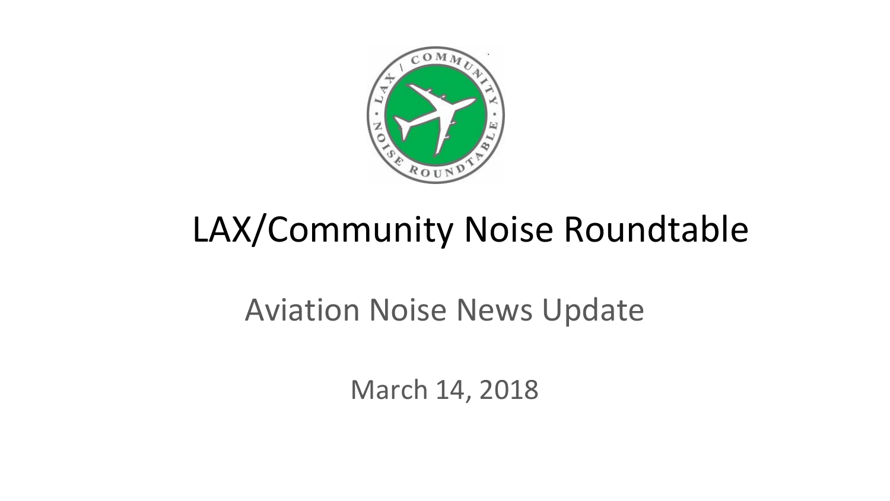# LAX/Community Noise Roundtable

## Aviation Noise News Update

March 14, 2018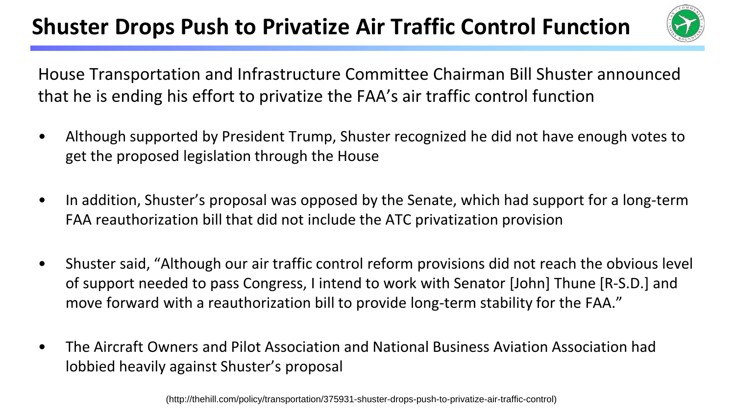# Shuster Drops Push to Privatize Air Traffic Control Function

House Transportation and Infrastructure Committee Chairman Bill Shuster announced that he is ending his effort to privatize the FAA's air traffic control function

- Although supported by President Trump, Shuster recognized he did not have enough votes to get the proposed legislation through the House
- In addition, Shuster's proposal was opposed by the Senate, which had support for a long-term FAA reauthorization bill that did not include the ATC privatization provision
- Shuster said, "Although our air traffic control reform provisions did not reach the obvious level of support needed to pass Congress, I intend to work with Senator [John] Thune [R-S.D.] and move forward with a reauthorization bill to provide long-term stability for the FAA."
- The Aircraft Owners and Pilot Association and National Business Aviation Association had lobbied heavily against Shuster's proposal

(http://thehill.com/policy/transportation/375931-shuster-drops-push-to-privatize-air-traffic-control)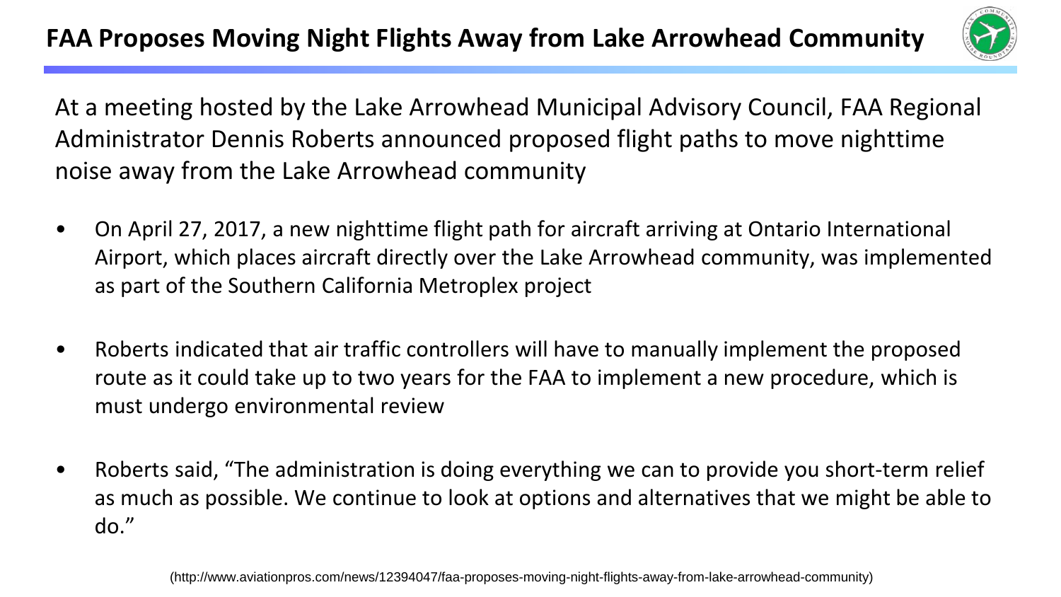# FAA Proposes Moving Night Flights Away from Lake Arrowhead Community

At a meeting hosted by the Lake Arrowhead Municipal Advisory Council, FAA Regional Administrator Dennis Roberts announced proposed flight paths to move nighttime noise away from the Lake Arrowhead community

- On April 27, 2017, a new nighttime flight path for aircraft arriving at Ontario International Airport, which places aircraft directly over the Lake Arrowhead community, was implemented as part of the Southern California Metroplex project
- Roberts indicated that air traffic controllers will have to manually implement the proposed route as it could take up to two years for the FAA to implement a new procedure, which is must undergo environmental review
- Roberts said, "The administration is doing everything we can to provide you short-term relief as much as possible. We continue to look at options and alternatives that we might be able to do."

(http://www.aviationpros.com/news/12394047/faa-proposes-moving-night-flights-away-from-lake-arrowhead-community)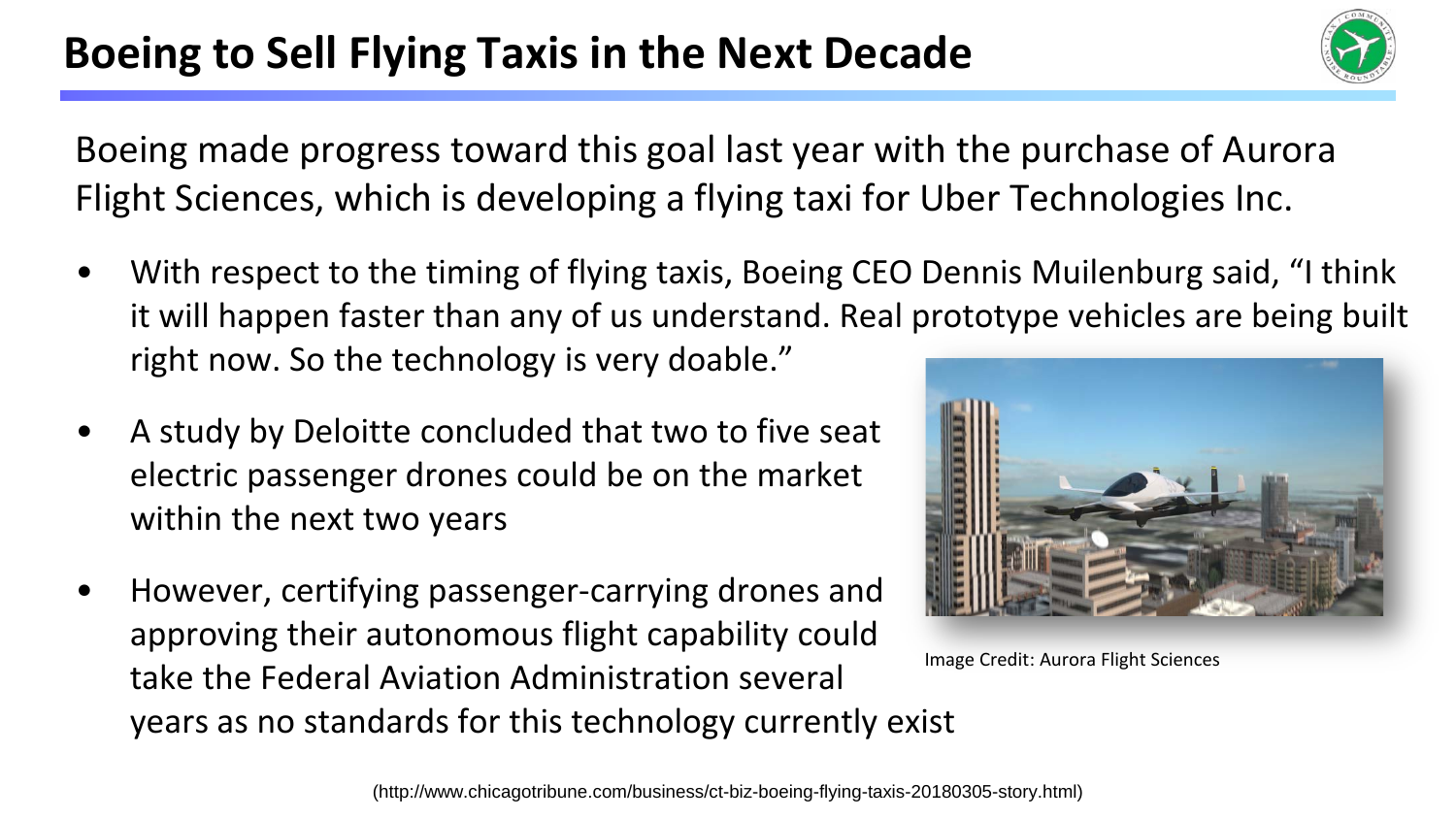# Boeing to Sell Flying Taxis in the Next Decade

Boeing made progress toward this goal last year with the purchase of Aurora Flight Sciences, which is developing a flying taxi for Uber Technologies Inc.

- With respect to the timing of flying taxis, Boeing CEO Dennis Muilenburg said, "I think it will happen faster than any of us understand. Real prototype vehicles are being built right now. So the technology is very doable."
- A study by Deloitte concluded that two to five seat electric passenger drones could be on the market within the next two years
- However, certifying passenger-carrying drones and approving their autonomous flight capability could take the Federal Aviation Administration several years as no standards for this technology currently exist

Image Credit: Aurora Flight Sciences

(http://www.chicagotribune.com/business/ct-biz-boeing-flying-taxis-20180305-story.html)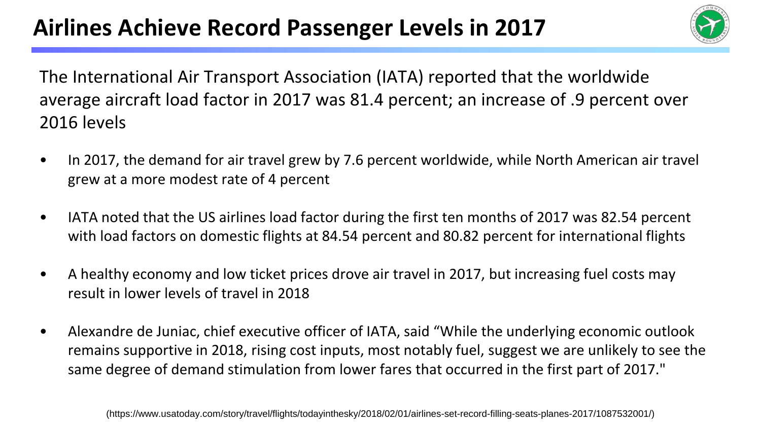# Airlines Achieve Record Passenger Levels in 2017

The International Air Transport Association (IATA) reported that the worldwide average aircraft load factor in 2017 was 81.4 percent; an increase of .9 percent over 2016 levels

- In 2017, the demand for air travel grew by 7.6 percent worldwide, while North American air travel grew at a more modest rate of 4 percent
- IATA noted that the US airlines load factor during the first ten months of 2017 was 82.54 percent with load factors on domestic flights at 84.54 percent and 80.82 percent for international flights
- A healthy economy and low ticket prices drove air travel in 2017, but increasing fuel costs may result in lower levels of travel in 2018
- Alexandre de Juniac, chief executive officer of IATA, said "While the underlying economic outlook remains supportive in 2018, rising cost inputs, most notably fuel, suggest we are unlikely to see the same degree of demand stimulation from lower fares that occurred in the first part of 2017."

(https://www.usatoday.com/story/travel/flights/todayinthesky/2018/02/01/airlines-set-record-filling-seats-planes-2017/1087532001/)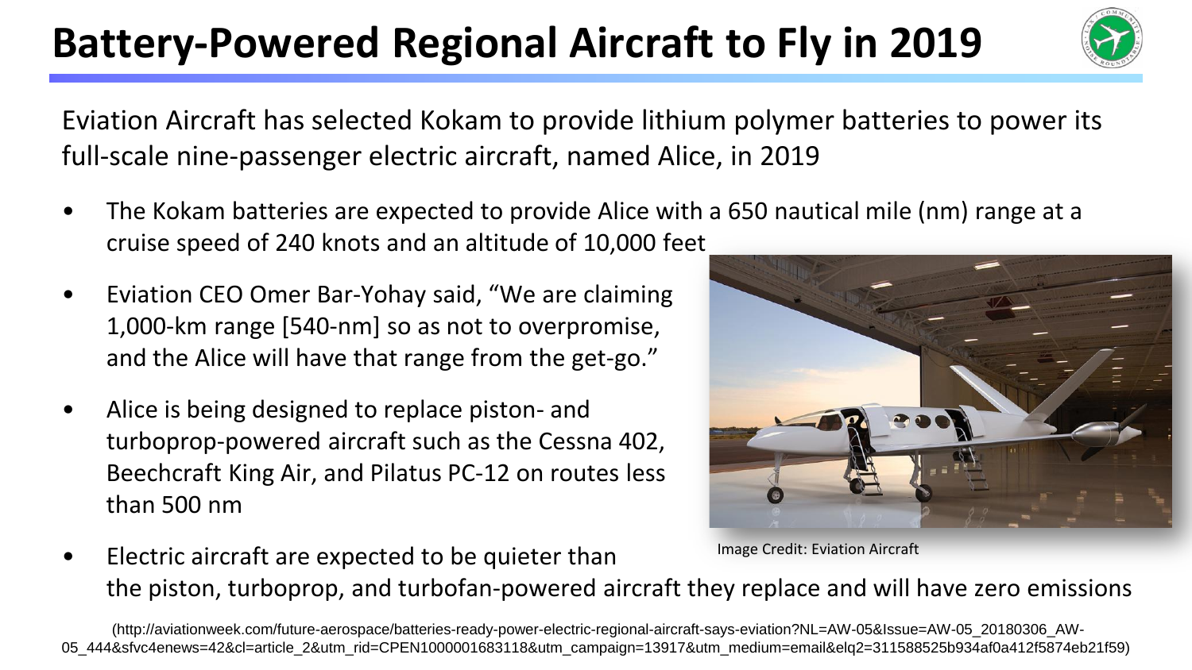# Battery-Powered Regional Aircraft to Fly in 2019

Eviation Aircraft has selected Kokam to provide lithium polymer batteries to power its full-scale nine-passenger electric aircraft, named Alice, in 2019

- The Kokam batteries are expected to provide Alice with a 650 nautical mile (nm) range at a cruise speed of 240 knots and an altitude of 10,000 feet
- Eviation CEO Omer Bar-Yohay said, "We are claiming 1,000-km range [540-nm] so as not to overpromise, and the Alice will have that range from the get-go."
- Alice is being designed to replace piston- and turboprop-powered aircraft such as the Cessna 402, Beechcraft King Air, and Pilatus PC-12 on routes less than 500 nm
- Electric aircraft are expected to be quieter than the piston, turboprop, and turbofan-powered aircraft they replace and will have zero emissions

Image Credit: Eviation Aircraft

(http://aviationweek.com/future-aerospace/batteries-ready-power-electric-regional-aircraft-says-eviation?NL=AW-05&Issue=AW-05_20180306_AW-05_444&sfvc4enews=42&cl=article_2&utm_rid=CPEN1000001683118&utm_campaign=13917&utm_medium=email&elq2=311588525b934af0a412f5874eb21f59)